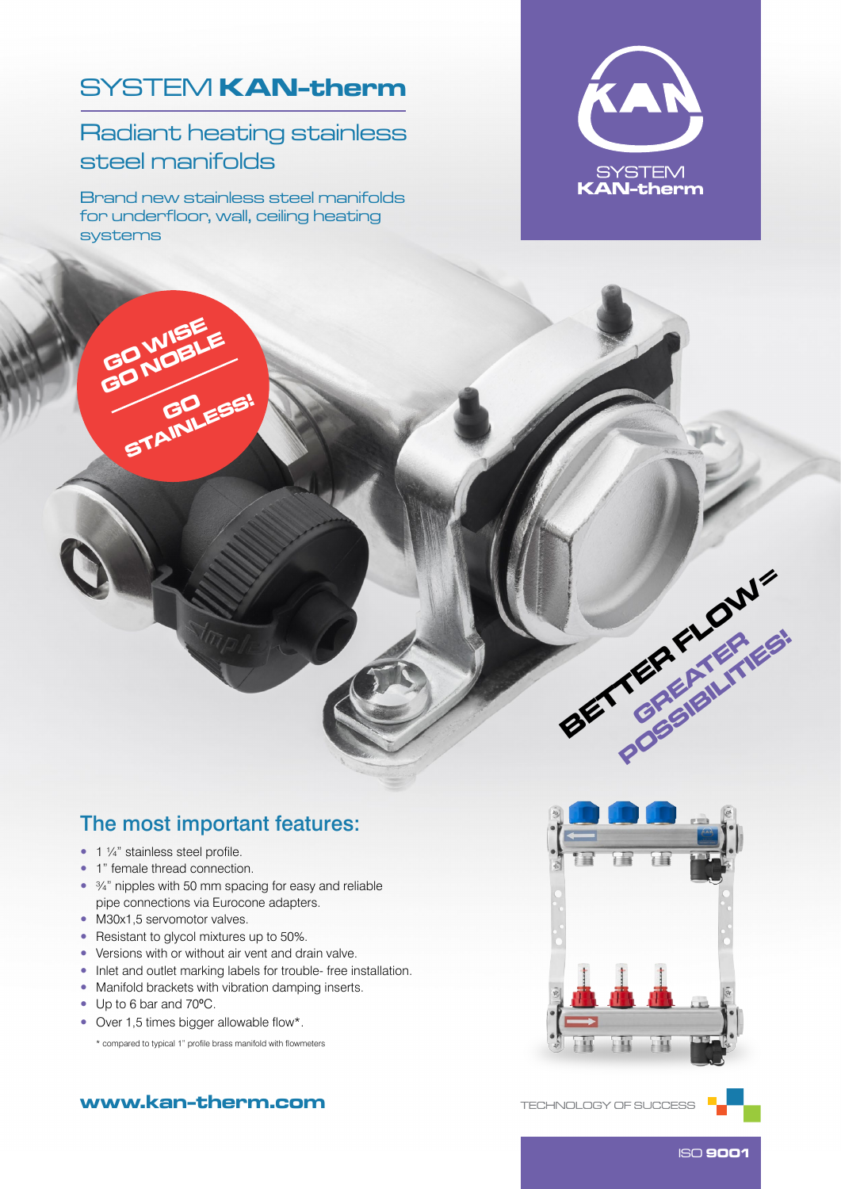# SYSTEM KAN-therm

## Radiant heating stainless steel manifolds

Brand new stainless steel manifolds for underfloor, wall, ceiling heating systems

SYSTEM
KAN-therm

GO WISE
GO NOBLE
GO STAINLESS!

BETTER FLOW=
GREATER POSSIBILITIES!

## The most important features:

- 1 ¼" stainless steel profile.
- 1" female thread connection.
- ¾" nipples with 50 mm spacing for easy and reliable pipe connections via Eurocone adapters.
- M30x1,5 servomotor valves.
- Resistant to glycol mixtures up to 50%.
- Versions with or without air vent and drain valve.
- Inlet and outlet marking labels for trouble- free installation.
- Manifold brackets with vibration damping inserts.
- Up to 6 bar and 70ºC.
- Over 1,5 times bigger allowable flow*.

\* compared to typical 1" profile brass manifold with flowmeters

**www.kan-therm.com**

TECHNOLOGY OF SUCCESS

ISO 9001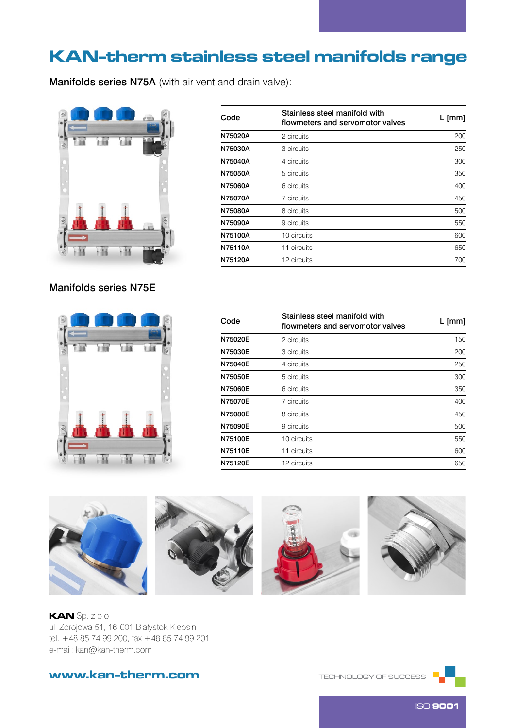# KAN-therm stainless steel manifolds range

**Manifolds series N75A** (with air vent and drain valve):

| Code | Stainless steel manifold with flowmeters and servomotor valves | L [mm] |
|---|---|---|
| N75020A | 2 circuits | 200 |
| N75030A | 3 circuits | 250 |
| N75040A | 4 circuits | 300 |
| N75050A | 5 circuits | 350 |
| N75060A | 6 circuits | 400 |
| N75070A | 7 circuits | 450 |
| N75080A | 8 circuits | 500 |
| N75090A | 9 circuits | 550 |
| N75100A | 10 circuits | 600 |
| N75110A | 11 circuits | 650 |
| N75120A | 12 circuits | 700 |

**Manifolds series N75E**

| Code | Stainless steel manifold with flowmeters and servomotor valves | L [mm] |
|---|---|---|
| N75020E | 2 circuits | 150 |
| N75030E | 3 circuits | 200 |
| N75040E | 4 circuits | 250 |
| N75050E | 5 circuits | 300 |
| N75060E | 6 circuits | 350 |
| N75070E | 7 circuits | 400 |
| N75080E | 8 circuits | 450 |
| N75090E | 9 circuits | 500 |
| N75100E | 10 circuits | 550 |
| N75110E | 11 circuits | 600 |
| N75120E | 12 circuits | 650 |

**KAN** Sp. z o.o.
ul. Zdrojowa 51, 16-001 Białystok-Kleosin
tel. +48 85 74 99 200, fax +48 85 74 99 201
e-mail: kan@kan-therm.com

**www.kan-therm.com**

TECHNOLOGY OF SUCCESS

ISO 9001